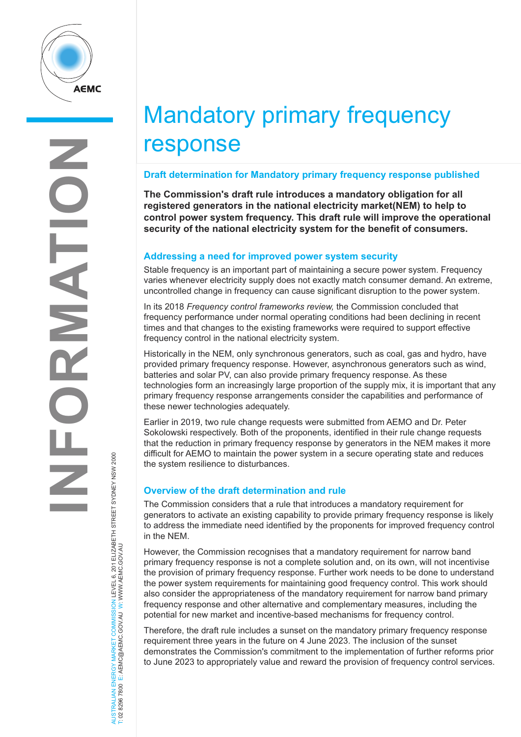# Mandatory primary frequency response

## Draft determination for Mandatory primary frequency response published

**The Commission's draft rule introduces a mandatory obligation for all registered generators in the national electricity market(NEM) to help to control power system frequency. This draft rule will improve the operational security of the national electricity system for the benefit of consumers.**

## Addressing a need for improved power system security

Stable frequency is an important part of maintaining a secure power system. Frequency varies whenever electricity supply does not exactly match consumer demand. An extreme, uncontrolled change in frequency can cause significant disruption to the power system.

In its 2018 *Frequency control frameworks review,* the Commission concluded that frequency performance under normal operating conditions had been declining in recent times and that changes to the existing frameworks were required to support effective frequency control in the national electricity system.

Historically in the NEM, only synchronous generators, such as coal, gas and hydro, have provided primary frequency response. However, asynchronous generators such as wind, batteries and solar PV, can also provide primary frequency response. As these technologies form an increasingly large proportion of the supply mix, it is important that any primary frequency response arrangements consider the capabilities and performance of these newer technologies adequately.

Earlier in 2019, two rule change requests were submitted from AEMO and Dr. Peter Sokolowski respectively. Both of the proponents, identified in their rule change requests that the reduction in primary frequency response by generators in the NEM makes it more difficult for AEMO to maintain the power system in a secure operating state and reduces the system resilience to disturbances.

## Overview of the draft determination and rule

The Commission considers that a rule that introduces a mandatory requirement for generators to activate an existing capability to provide primary frequency response is likely to address the immediate need identified by the proponents for improved frequency control in the NEM.

However, the Commission recognises that a mandatory requirement for narrow band primary frequency response is not a complete solution and, on its own, will not incentivise the provision of primary frequency response. Further work needs to be done to understand the power system requirements for maintaining good frequency control. This work should also consider the appropriateness of the mandatory requirement for narrow band primary frequency response and other alternative and complementary measures, including the potential for new market and incentive-based mechanisms for frequency control.

Therefore, the draft rule includes a sunset on the mandatory primary frequency response requirement three years in the future on 4 June 2023. The inclusion of the sunset demonstrates the Commission's commitment to the implementation of further reforms prior to June 2023 to appropriately value and reward the provision of frequency control services.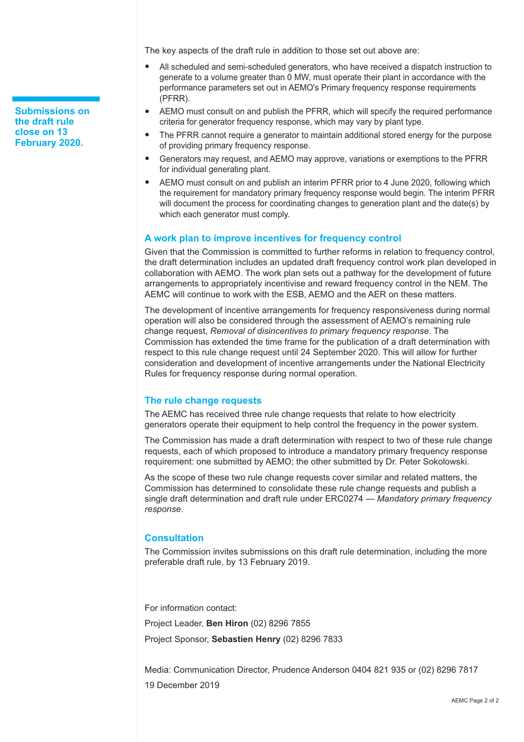**Submissions on the draft rule close on 13 February 2020.**

The key aspects of the draft rule in addition to those set out above are:

- All scheduled and semi-scheduled generators, who have received a dispatch instruction to generate to a volume greater than 0 MW, must operate their plant in accordance with the performance parameters set out in AEMO's Primary frequency response requirements (PFRR).
- AEMO must consult on and publish the PFRR, which will specify the required performance criteria for generator frequency response, which may vary by plant type.
- The PFRR cannot require a generator to maintain additional stored energy for the purpose of providing primary frequency response.
- Generators may request, and AEMO may approve, variations or exemptions to the PFRR for individual generating plant.
- AEMO must consult on and publish an interim PFRR prior to 4 June 2020, following which the requirement for mandatory primary frequency response would begin. The interim PFRR will document the process for coordinating changes to generation plant and the date(s) by which each generator must comply.

## A work plan to improve incentives for frequency control

Given that the Commission is committed to further reforms in relation to frequency control, the draft determination includes an updated draft frequency control work plan developed in collaboration with AEMO. The work plan sets out a pathway for the development of future arrangements to appropriately incentivise and reward frequency control in the NEM. The AEMC will continue to work with the ESB, AEMO and the AER on these matters.

The development of incentive arrangements for frequency responsiveness during normal operation will also be considered through the assessment of AEMO's remaining rule change request, *Removal of disincentives to primary frequency response*. The Commission has extended the time frame for the publication of a draft determination with respect to this rule change request until 24 September 2020. This will allow for further consideration and development of incentive arrangements under the National Electricity Rules for frequency response during normal operation.

## The rule change requests

The AEMC has received three rule change requests that relate to how electricity generators operate their equipment to help control the frequency in the power system.

The Commission has made a draft determination with respect to two of these rule change requests, each of which proposed to introduce a mandatory primary frequency response requirement: one submitted by AEMO; the other submitted by Dr. Peter Sokolowski.

As the scope of these two rule change requests cover similar and related matters, the Commission has determined to consolidate these rule change requests and publish a single draft determination and draft rule under ERC0274 — *Mandatory primary frequency response*.

## Consultation

The Commission invites submissions on this draft rule determination, including the more preferable draft rule, by 13 February 2019.

For information contact:

Project Leader, **Ben Hiron** (02) 8296 7855

Project Sponsor, **Sebastien Henry** (02) 8296 7833

Media: Communication Director, Prudence Anderson 0404 821 935 or (02) 8296 7817

19 December 2019